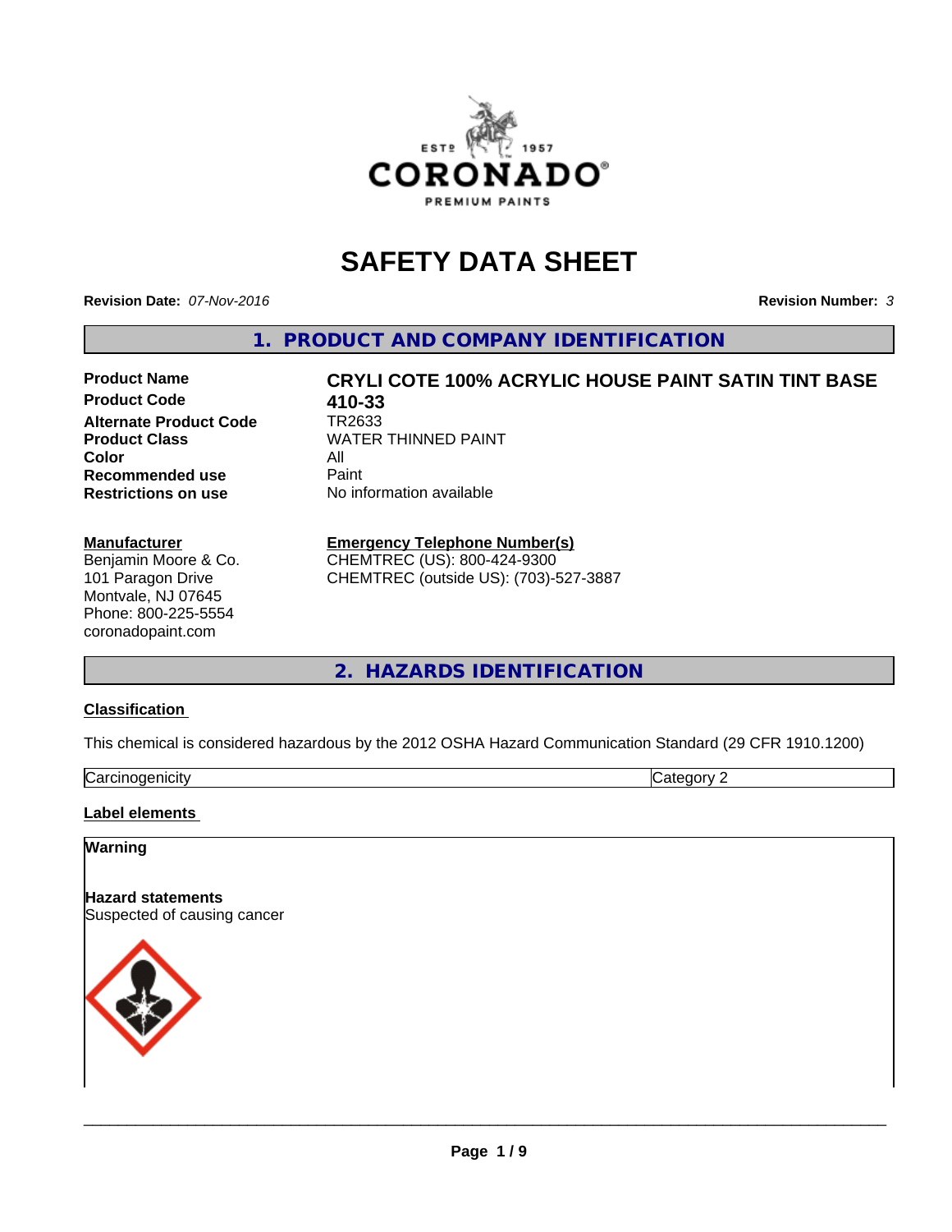# SAFETY DATA SHEET

**Revision Date:** *07-Nov-2016*

**Revision Number:** *3*

## 1. PRODUCT AND COMPANY IDENTIFICATION

**Product Name** — **CRYLI COTE 100% ACRYLIC HOUSE PAINT SATIN TINT BASE**
**Product Code** — **410-33**
**Alternate Product Code** — TR2633
**Product Class** — WATER THINNED PAINT
**Color** — All
**Recommended use** — Paint
**Restrictions on use** — No information available

**Manufacturer**
Benjamin Moore & Co.
101 Paragon Drive
Montvale, NJ 07645
Phone: 800-225-5554
coronadopaint.com

**Emergency Telephone Number(s)**
CHEMTREC (US): 800-424-9300
CHEMTREC (outside US): (703)-527-3887

## 2. HAZARDS IDENTIFICATION

**Classification**

This chemical is considered hazardous by the 2012 OSHA Hazard Communication Standard (29 CFR 1910.1200)

| Carcinogenicity | Category 2 |
|---|---|

**Label elements**

**Warning**

**Hazard statements**
Suspected of causing cancer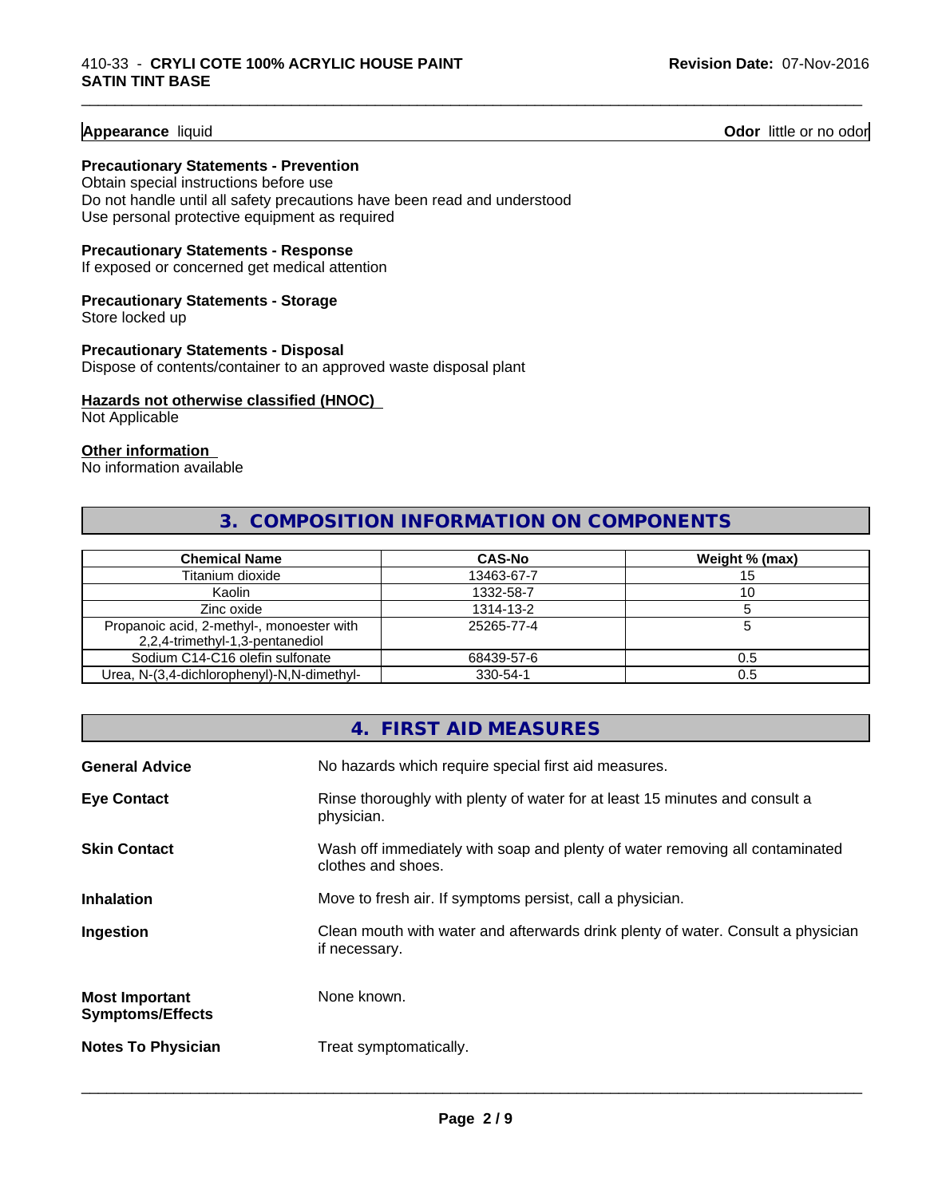**Appearance** liquid

**Odor** little or no odor

**Precautionary Statements - Prevention**

Obtain special instructions before use
Do not handle until all safety precautions have been read and understood
Use personal protective equipment as required

**Precautionary Statements - Response**

If exposed or concerned get medical attention

**Precautionary Statements - Storage**

Store locked up

**Precautionary Statements - Disposal**

Dispose of contents/container to an approved waste disposal plant

**Hazards not otherwise classified (HNOC)**

Not Applicable

**Other information**

No information available

## 3. COMPOSITION INFORMATION ON COMPONENTS

| Chemical Name | CAS-No | Weight % (max) |
|---|---|---|
| Titanium dioxide | 13463-67-7 | 15 |
| Kaolin | 1332-58-7 | 10 |
| Zinc oxide | 1314-13-2 | 5 |
| Propanoic acid, 2-methyl-, monoester with 2,2,4-trimethyl-1,3-pentanediol | 25265-77-4 | 5 |
| Sodium C14-C16 olefin sulfonate | 68439-57-6 | 0.5 |
| Urea, N-(3,4-dichlorophenyl)-N,N-dimethyl- | 330-54-1 | 0.5 |

## 4. FIRST AID MEASURES

**General Advice** No hazards which require special first aid measures.

**Eye Contact** Rinse thoroughly with plenty of water for at least 15 minutes and consult a physician.

**Skin Contact** Wash off immediately with soap and plenty of water removing all contaminated clothes and shoes.

**Inhalation** Move to fresh air. If symptoms persist, call a physician.

**Ingestion** Clean mouth with water and afterwards drink plenty of water. Consult a physician if necessary.

**Most Important Symptoms/Effects** None known.

**Notes To Physician** Treat symptomatically.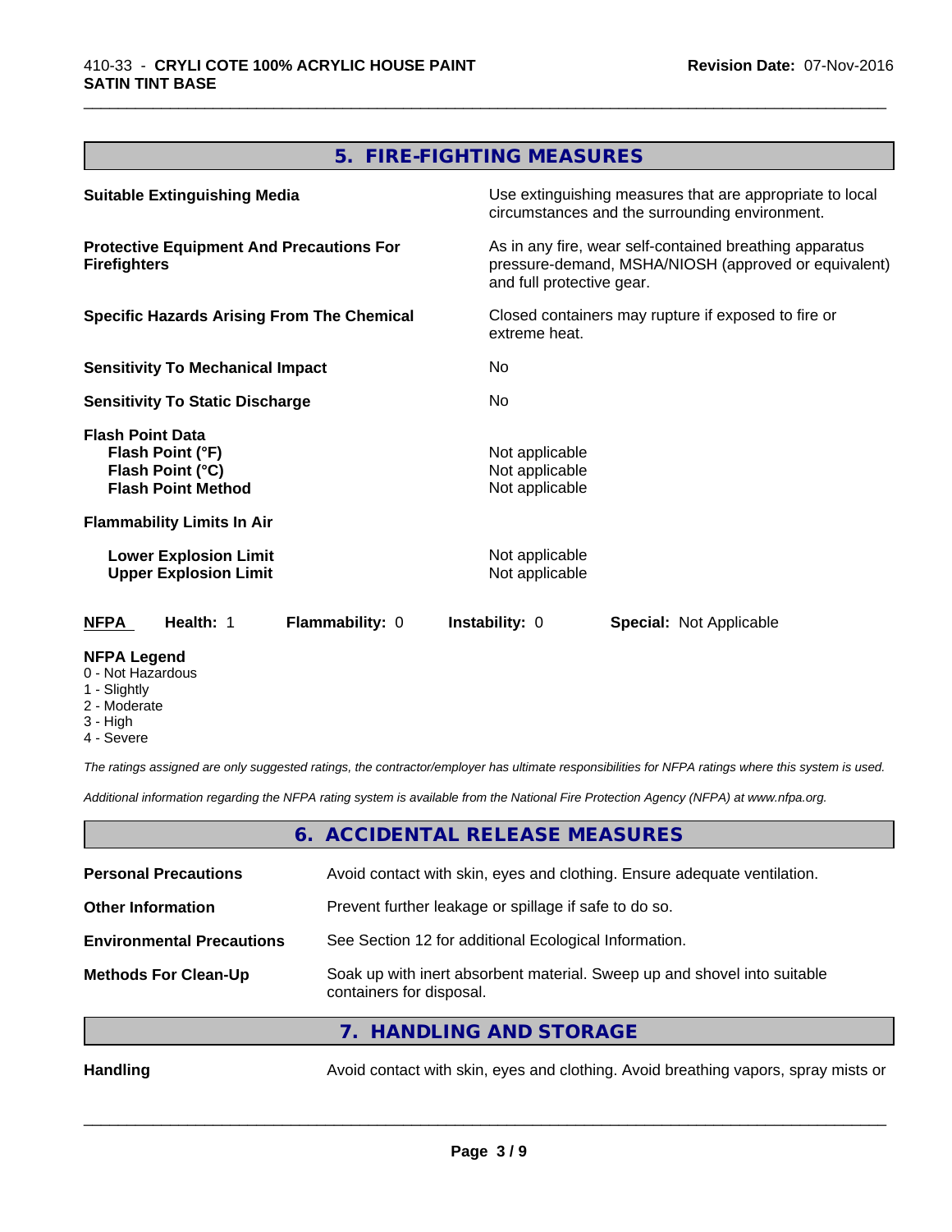## 5. FIRE-FIGHTING MEASURES

| | |
|---|---|
| **Suitable Extinguishing Media** | Use extinguishing measures that are appropriate to local circumstances and the surrounding environment. |
| **Protective Equipment And Precautions For Firefighters** | As in any fire, wear self-contained breathing apparatus pressure-demand, MSHA/NIOSH (approved or equivalent) and full protective gear. |
| **Specific Hazards Arising From The Chemical** | Closed containers may rupture if exposed to fire or extreme heat. |
| **Sensitivity To Mechanical Impact** | No |
| **Sensitivity To Static Discharge** | No |
| **Flash Point Data** | |
| **Flash Point (°F)** | Not applicable |
| **Flash Point (°C)** | Not applicable |
| **Flash Point Method** | Not applicable |
| **Flammability Limits In Air** | |
| **Lower Explosion Limit** | Not applicable |
| **Upper Explosion Limit** | Not applicable |

**NFPA** **Health:** 1 **Flammability:** 0 **Instability:** 0 **Special:** Not Applicable

**NFPA Legend**
- 0 - Not Hazardous
- 1 - Slightly
- 2 - Moderate
- 3 - High
- 4 - Severe

*The ratings assigned are only suggested ratings, the contractor/employer has ultimate responsibilities for NFPA ratings where this system is used.*

*Additional information regarding the NFPA rating system is available from the National Fire Protection Agency (NFPA) at www.nfpa.org.*

## 6. ACCIDENTAL RELEASE MEASURES

| | |
|---|---|
| **Personal Precautions** | Avoid contact with skin, eyes and clothing. Ensure adequate ventilation. |
| **Other Information** | Prevent further leakage or spillage if safe to do so. |
| **Environmental Precautions** | See Section 12 for additional Ecological Information. |
| **Methods For Clean-Up** | Soak up with inert absorbent material. Sweep up and shovel into suitable containers for disposal. |

## 7. HANDLING AND STORAGE

| | |
|---|---|
| **Handling** | Avoid contact with skin, eyes and clothing. Avoid breathing vapors, spray mists or |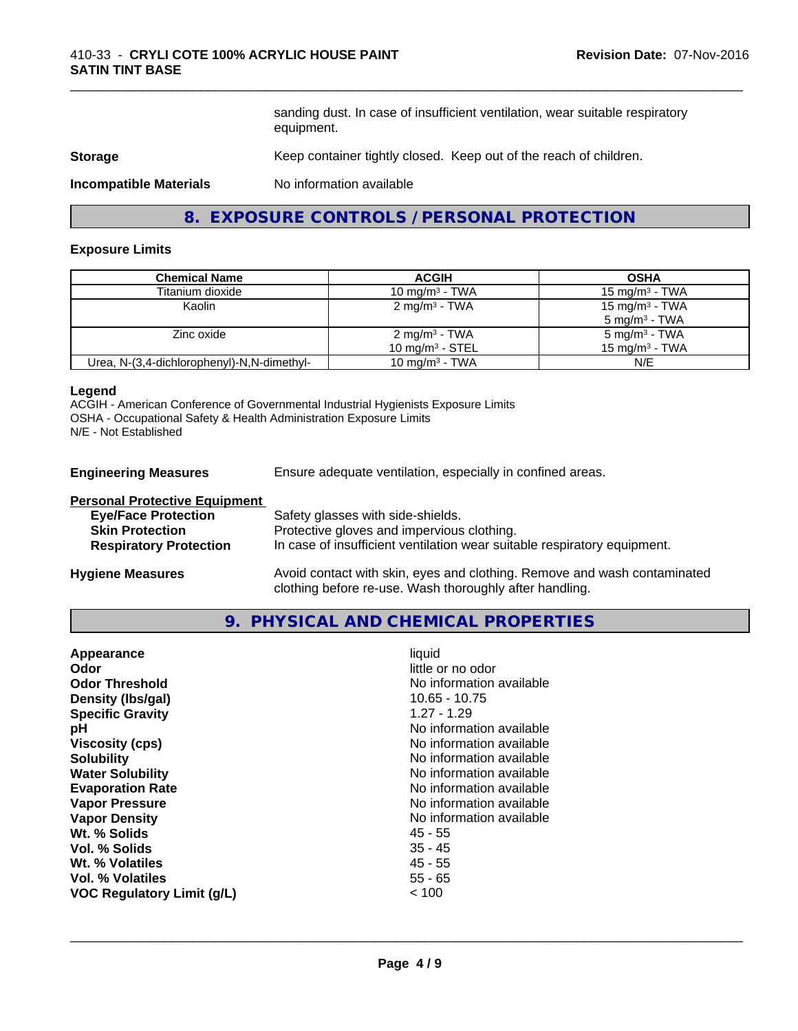sanding dust. In case of insufficient ventilation, wear suitable respiratory equipment.

**Storage** Keep container tightly closed. Keep out of the reach of children.

**Incompatible Materials** No information available

## 8. EXPOSURE CONTROLS / PERSONAL PROTECTION

### Exposure Limits

| Chemical Name | ACGIH | OSHA |
|---|---|---|
| Titanium dioxide | 10 mg/m$^3$ - TWA | 15 mg/m$^3$ - TWA |
| Kaolin | 2 mg/m$^3$ - TWA | 15 mg/m$^3$ - TWA<br>5 mg/m$^3$ - TWA |
| Zinc oxide | 2 mg/m$^3$ - TWA<br>10 mg/m$^3$ - STEL | 5 mg/m$^3$ - TWA<br>15 mg/m$^3$ - TWA |
| Urea, N-(3,4-dichlorophenyl)-N,N-dimethyl- | 10 mg/m$^3$ - TWA | N/E |

**Legend**
ACGIH - American Conference of Governmental Industrial Hygienists Exposure Limits
OSHA - Occupational Safety & Health Administration Exposure Limits
N/E - Not Established

**Engineering Measures** Ensure adequate ventilation, especially in confined areas.

**Personal Protective Equipment**

- **Eye/Face Protection** Safety glasses with side-shields.
- **Skin Protection** Protective gloves and impervious clothing.
- **Respiratory Protection** In case of insufficient ventilation wear suitable respiratory equipment.

**Hygiene Measures** Avoid contact with skin, eyes and clothing. Remove and wash contaminated clothing before re-use. Wash thoroughly after handling.

## 9. PHYSICAL AND CHEMICAL PROPERTIES

| | |
|---|---|
| **Appearance** | liquid |
| **Odor** | little or no odor |
| **Odor Threshold** | No information available |
| **Density (lbs/gal)** | 10.65 - 10.75 |
| **Specific Gravity** | 1.27 - 1.29 |
| **pH** | No information available |
| **Viscosity (cps)** | No information available |
| **Solubility** | No information available |
| **Water Solubility** | No information available |
| **Evaporation Rate** | No information available |
| **Vapor Pressure** | No information available |
| **Vapor Density** | No information available |
| **Wt. % Solids** | 45 - 55 |
| **Vol. % Solids** | 35 - 45 |
| **Wt. % Volatiles** | 45 - 55 |
| **Vol. % Volatiles** | 55 - 65 |
| **VOC Regulatory Limit (g/L)** | < 100 |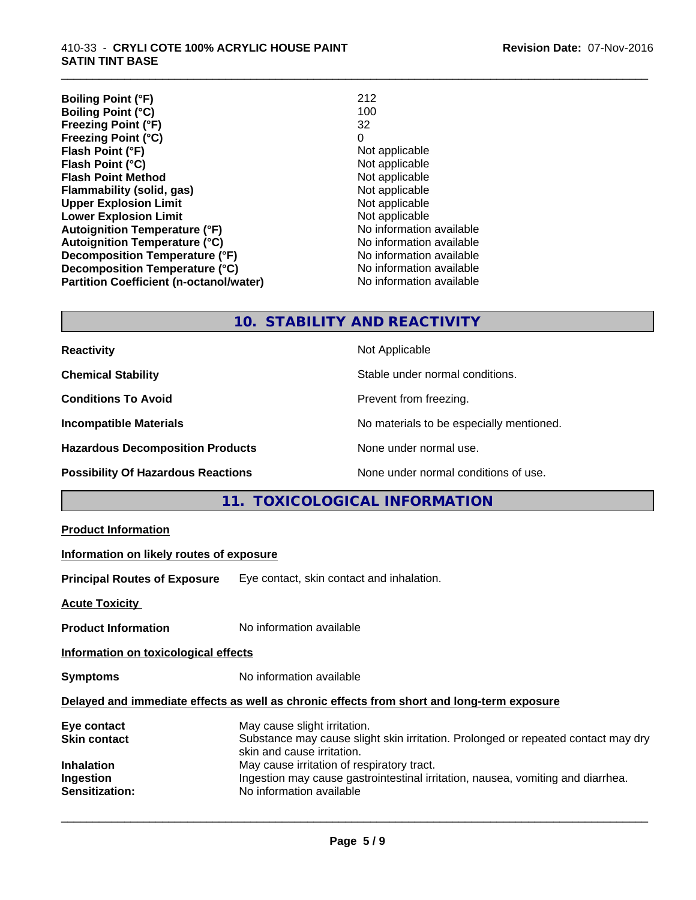| | |
|---|---|
| **Boiling Point (°F)** | 212 |
| **Boiling Point (°C)** | 100 |
| **Freezing Point (°F)** | 32 |
| **Freezing Point (°C)** | 0 |
| **Flash Point (°F)** | Not applicable |
| **Flash Point (°C)** | Not applicable |
| **Flash Point Method** | Not applicable |
| **Flammability (solid, gas)** | Not applicable |
| **Upper Explosion Limit** | Not applicable |
| **Lower Explosion Limit** | Not applicable |
| **Autoignition Temperature (°F)** | No information available |
| **Autoignition Temperature (°C)** | No information available |
| **Decomposition Temperature (°F)** | No information available |
| **Decomposition Temperature (°C)** | No information available |
| **Partition Coefficient (n-octanol/water)** | No information available |

## 10. STABILITY AND REACTIVITY

| | |
|---|---|
| **Reactivity** | Not Applicable |
| **Chemical Stability** | Stable under normal conditions. |
| **Conditions To Avoid** | Prevent from freezing. |
| **Incompatible Materials** | No materials to be especially mentioned. |
| **Hazardous Decomposition Products** | None under normal use. |
| **Possibility Of Hazardous Reactions** | None under normal conditions of use. |

## 11. TOXICOLOGICAL INFORMATION

**Product Information**

**Information on likely routes of exposure**

**Principal Routes of Exposure** Eye contact, skin contact and inhalation.

**Acute Toxicity**

**Product Information** No information available

**Information on toxicological effects**

**Symptoms** No information available

**Delayed and immediate effects as well as chronic effects from short and long-term exposure**

| | |
|---|---|
| **Eye contact** | May cause slight irritation. |
| **Skin contact** | Substance may cause slight skin irritation. Prolonged or repeated contact may dry skin and cause irritation. |
| **Inhalation** | May cause irritation of respiratory tract. |
| **Ingestion** | Ingestion may cause gastrointestinal irritation, nausea, vomiting and diarrhea. |
| **Sensitization:** | No information available |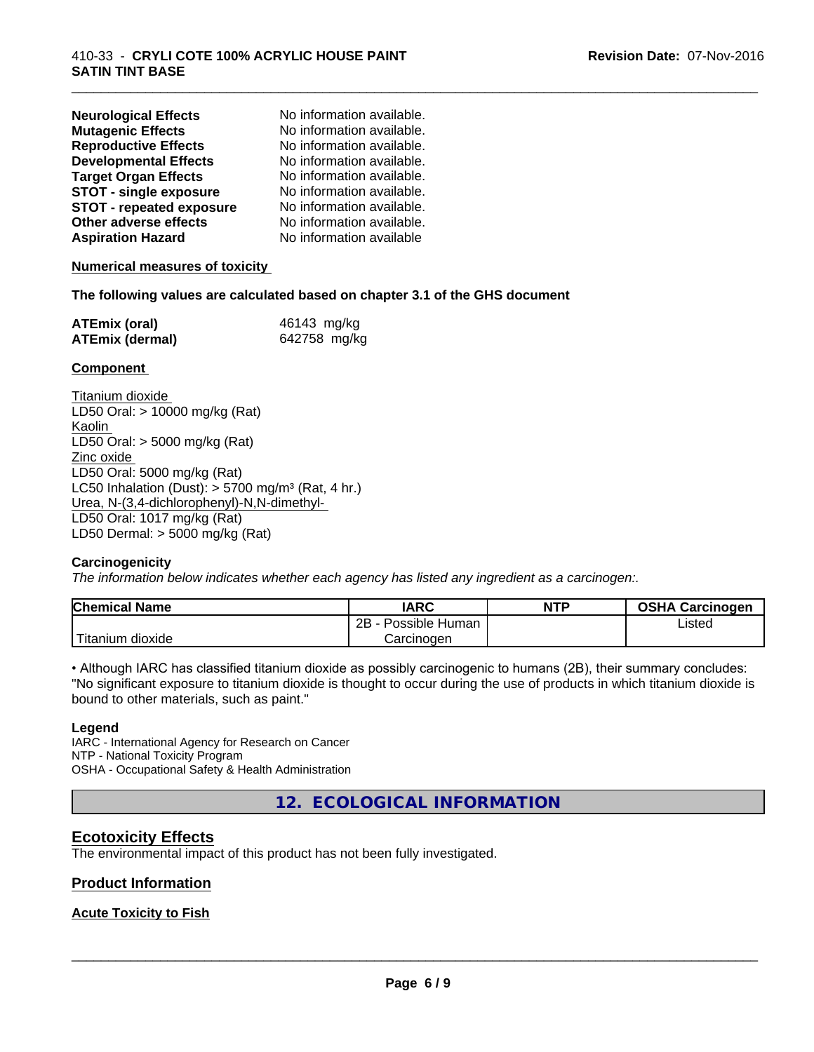| | |
|---|---|
| **Neurological Effects** | No information available. |
| **Mutagenic Effects** | No information available. |
| **Reproductive Effects** | No information available. |
| **Developmental Effects** | No information available. |
| **Target Organ Effects** | No information available. |
| **STOT - single exposure** | No information available. |
| **STOT - repeated exposure** | No information available. |
| **Other adverse effects** | No information available. |
| **Aspiration Hazard** | No information available |

**Numerical measures of toxicity**

**The following values are calculated based on chapter 3.1 of the GHS document**

| | |
|---|---|
| **ATEmix (oral)** | 46143 mg/kg |
| **ATEmix (dermal)** | 642758 mg/kg |

**Component**

Titanium dioxide
LD50 Oral: > 10000 mg/kg (Rat)
Kaolin
LD50 Oral: > 5000 mg/kg (Rat)
Zinc oxide
LD50 Oral: 5000 mg/kg (Rat)
LC50 Inhalation (Dust): > 5700 mg/m³ (Rat, 4 hr.)
Urea, N-(3,4-dichlorophenyl)-N,N-dimethyl-
LD50 Oral: 1017 mg/kg (Rat)
LD50 Dermal: > 5000 mg/kg (Rat)

**Carcinogenicity**

*The information below indicates whether each agency has listed any ingredient as a carcinogen:.*

| Chemical Name | IARC | NTP | OSHA Carcinogen |
|---|---|---|---|
| Titanium dioxide | 2B - Possible Human Carcinogen | | Listed |

• Although IARC has classified titanium dioxide as possibly carcinogenic to humans (2B), their summary concludes: "No significant exposure to titanium dioxide is thought to occur during the use of products in which titanium dioxide is bound to other materials, such as paint."

**Legend**

IARC - International Agency for Research on Cancer
NTP - National Toxicity Program
OSHA - Occupational Safety & Health Administration

## 12. ECOLOGICAL INFORMATION

### Ecotoxicity Effects

The environmental impact of this product has not been fully investigated.

### Product Information

**Acute Toxicity to Fish**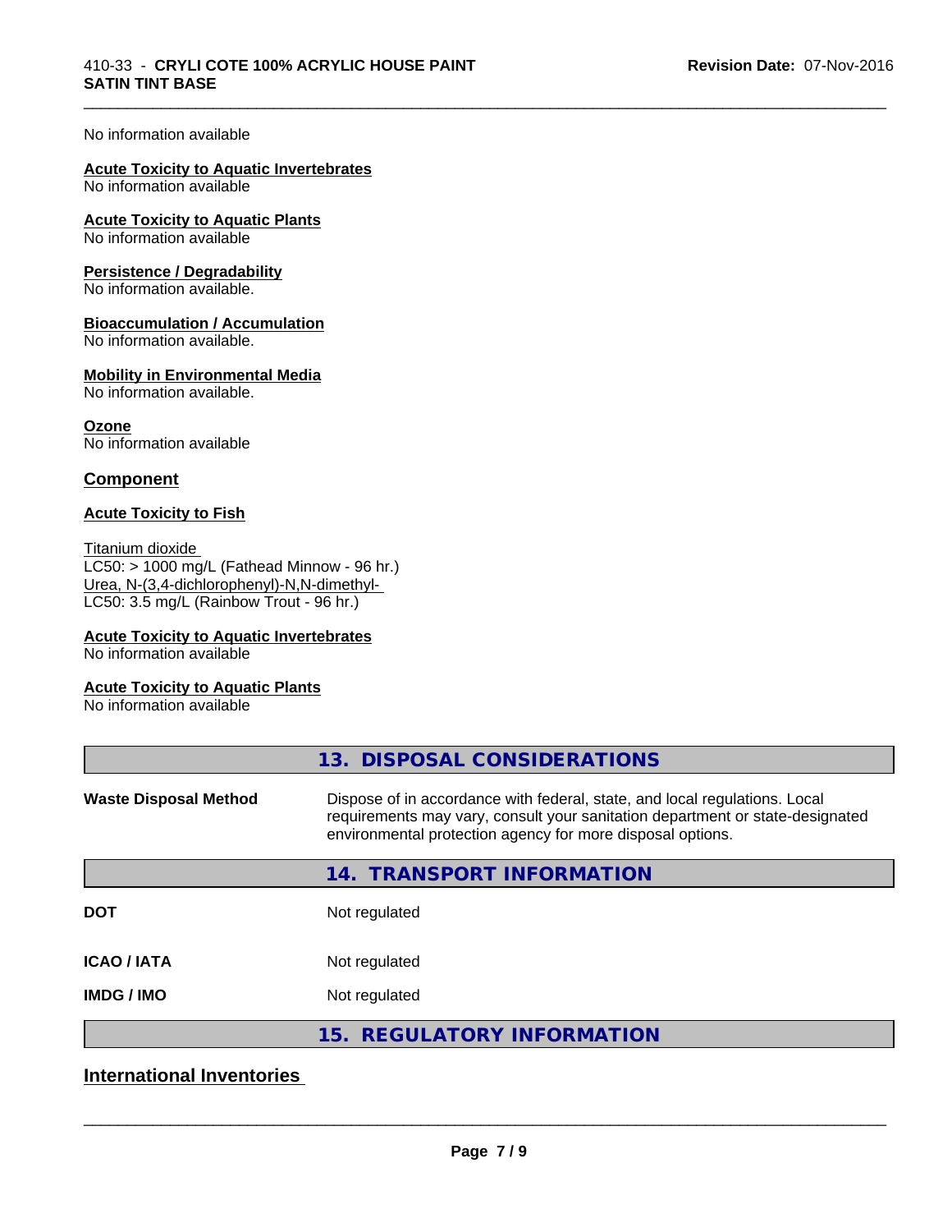No information available

**Acute Toxicity to Aquatic Invertebrates**
No information available

**Acute Toxicity to Aquatic Plants**
No information available

**Persistence / Degradability**
No information available.

**Bioaccumulation / Accumulation**
No information available.

**Mobility in Environmental Media**
No information available.

**Ozone**
No information available

## Component

**Acute Toxicity to Fish**

Titanium dioxide
LC50: > 1000 mg/L (Fathead Minnow - 96 hr.)
Urea, N-(3,4-dichlorophenyl)-N,N-dimethyl-
LC50: 3.5 mg/L (Rainbow Trout - 96 hr.)

**Acute Toxicity to Aquatic Invertebrates**
No information available

**Acute Toxicity to Aquatic Plants**
No information available

## 13. DISPOSAL CONSIDERATIONS

| | |
|---|---|
| **Waste Disposal Method** | Dispose of in accordance with federal, state, and local regulations. Local requirements may vary, consult your sanitation department or state-designated environmental protection agency for more disposal options. |

## 14. TRANSPORT INFORMATION

| | |
|---|---|
| **DOT** | Not regulated |
| **ICAO / IATA** | Not regulated |
| **IMDG / IMO** | Not regulated |

## 15. REGULATORY INFORMATION

## International Inventories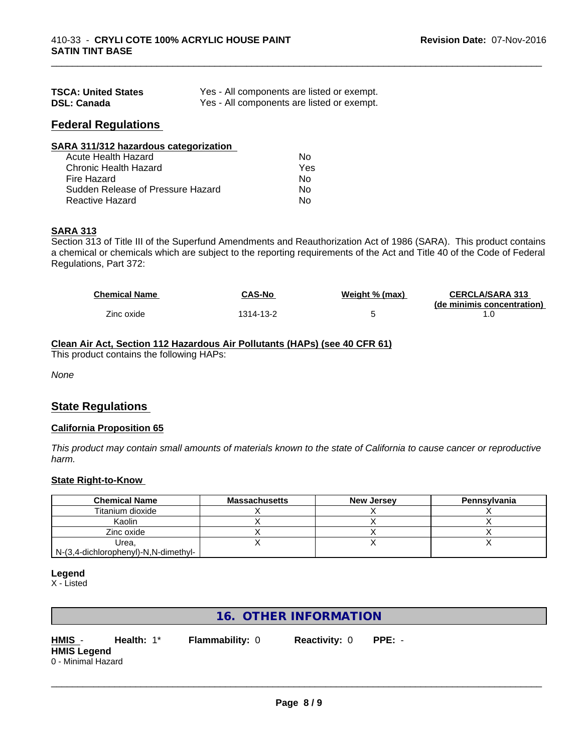| | |
|---|---|
| **TSCA: United States** | Yes - All components are listed or exempt. |
| **DSL: Canada** | Yes - All components are listed or exempt. |

## Federal Regulations

**SARA 311/312 hazardous categorization**

| | |
|---|---|
| Acute Health Hazard | No |
| Chronic Health Hazard | Yes |
| Fire Hazard | No |
| Sudden Release of Pressure Hazard | No |
| Reactive Hazard | No |

**SARA 313**

Section 313 of Title III of the Superfund Amendments and Reauthorization Act of 1986 (SARA). This product contains a chemical or chemicals which are subject to the reporting requirements of the Act and Title 40 of the Code of Federal Regulations, Part 372:

| Chemical Name | CAS-No | Weight % (max) | CERCLA/SARA 313 (de minimis concentration) |
|---|---|---|---|
| Zinc oxide | 1314-13-2 | 5 | 1.0 |

**Clean Air Act, Section 112 Hazardous Air Pollutants (HAPs) (see 40 CFR 61)**

This product contains the following HAPs:

*None*

## State Regulations

**California Proposition 65**

*This product may contain small amounts of materials known to the state of California to cause cancer or reproductive harm.*

**State Right-to-Know**

| Chemical Name | Massachusetts | New Jersey | Pennsylvania |
|---|---|---|---|
| Titanium dioxide | X | X | X |
| Kaolin | X | X | X |
| Zinc oxide | X | X | X |
| Urea, N-(3,4-dichlorophenyl)-N,N-dimethyl- | X | X | X |

**Legend**

X - Listed

# 16. OTHER INFORMATION

**HMIS** - **Health:** 1* **Flammability:** 0 **Reactivity:** 0 **PPE:** -

**HMIS Legend**

0 - Minimal Hazard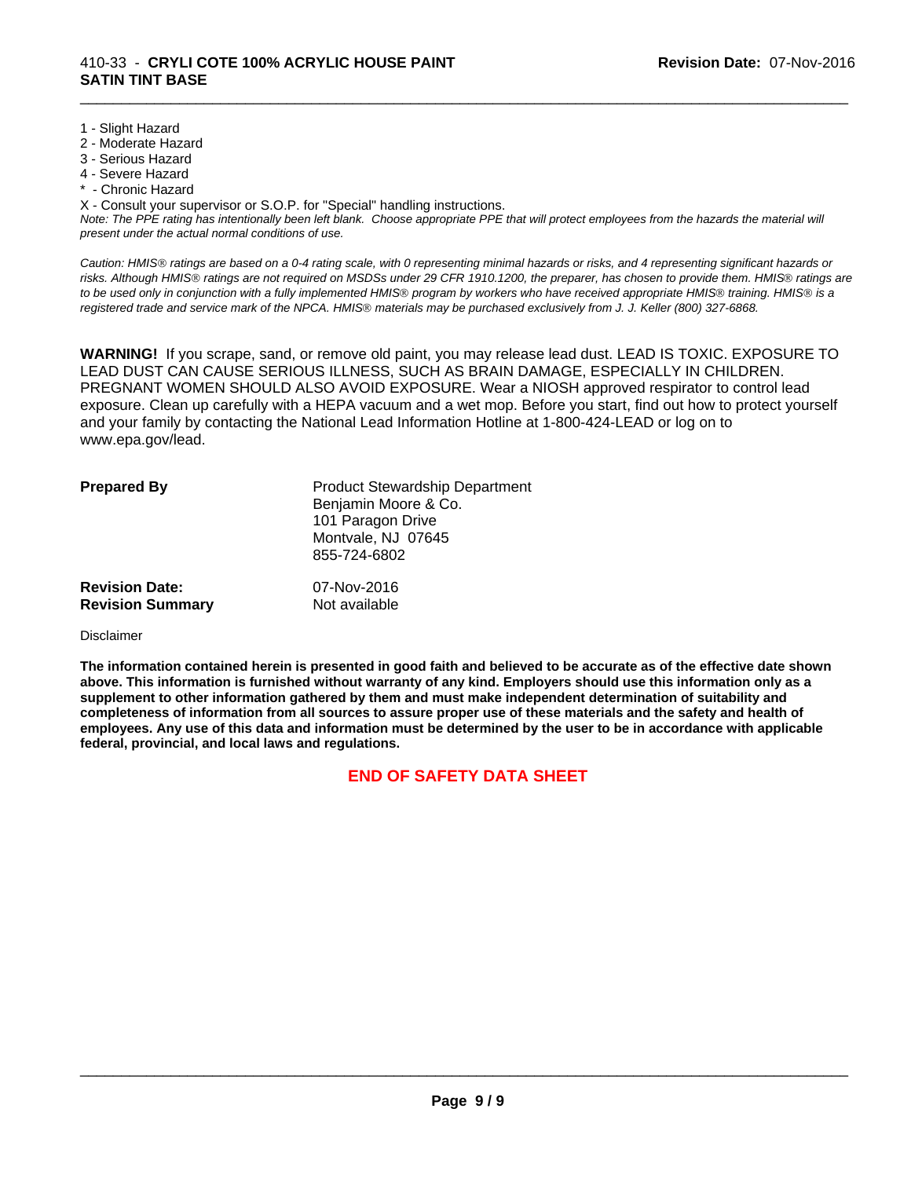1 - Slight Hazard
2 - Moderate Hazard
3 - Serious Hazard
4 - Severe Hazard
* - Chronic Hazard
X - Consult your supervisor or S.O.P. for "Special" handling instructions.

*Note: The PPE rating has intentionally been left blank. Choose appropriate PPE that will protect employees from the hazards the material will present under the actual normal conditions of use.*

*Caution: HMIS® ratings are based on a 0-4 rating scale, with 0 representing minimal hazards or risks, and 4 representing significant hazards or risks. Although HMIS® ratings are not required on MSDSs under 29 CFR 1910.1200, the preparer, has chosen to provide them. HMIS® ratings are to be used only in conjunction with a fully implemented HMIS® program by workers who have received appropriate HMIS® training. HMIS® is a registered trade and service mark of the NPCA. HMIS® materials may be purchased exclusively from J. J. Keller (800) 327-6868.*

**WARNING!** If you scrape, sand, or remove old paint, you may release lead dust. LEAD IS TOXIC. EXPOSURE TO LEAD DUST CAN CAUSE SERIOUS ILLNESS, SUCH AS BRAIN DAMAGE, ESPECIALLY IN CHILDREN. PREGNANT WOMEN SHOULD ALSO AVOID EXPOSURE. Wear a NIOSH approved respirator to control lead exposure. Clean up carefully with a HEPA vacuum and a wet mop. Before you start, find out how to protect yourself and your family by contacting the National Lead Information Hotline at 1-800-424-LEAD or log on to www.epa.gov/lead.

| | |
|---|---|
| **Prepared By** | Product Stewardship Department<br>Benjamin Moore & Co.<br>101 Paragon Drive<br>Montvale, NJ 07645<br>855-724-6802 |
| **Revision Date:** | 07-Nov-2016 |
| **Revision Summary** | Not available |

Disclaimer

**The information contained herein is presented in good faith and believed to be accurate as of the effective date shown above. This information is furnished without warranty of any kind. Employers should use this information only as a supplement to other information gathered by them and must make independent determination of suitability and completeness of information from all sources to assure proper use of these materials and the safety and health of employees. Any use of this data and information must be determined by the user to be in accordance with applicable federal, provincial, and local laws and regulations.**

**END OF SAFETY DATA SHEET**